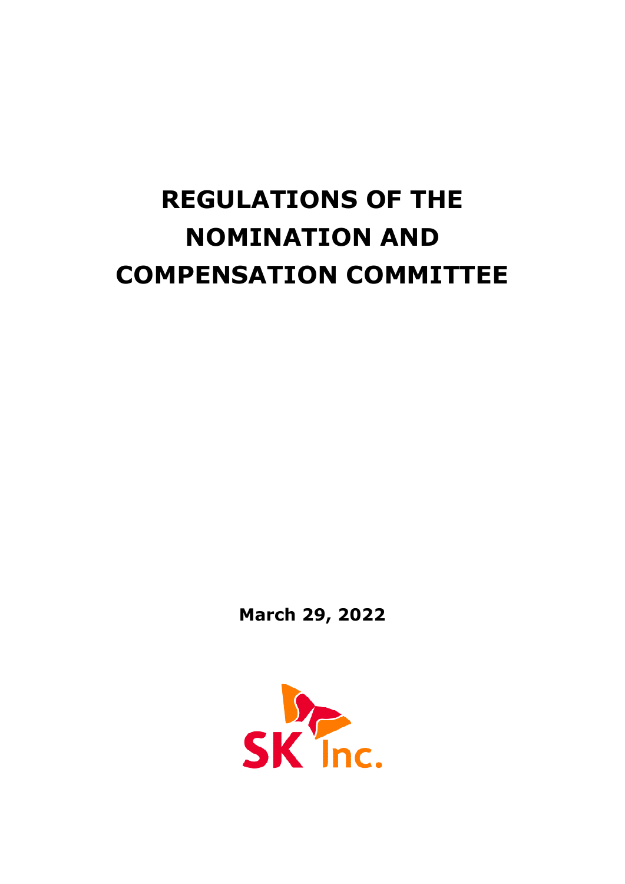# REGULATIONS OF THE NOMINATION AND COMPENSATION COMMITTEE

**March 29, 2022**

SK Inc.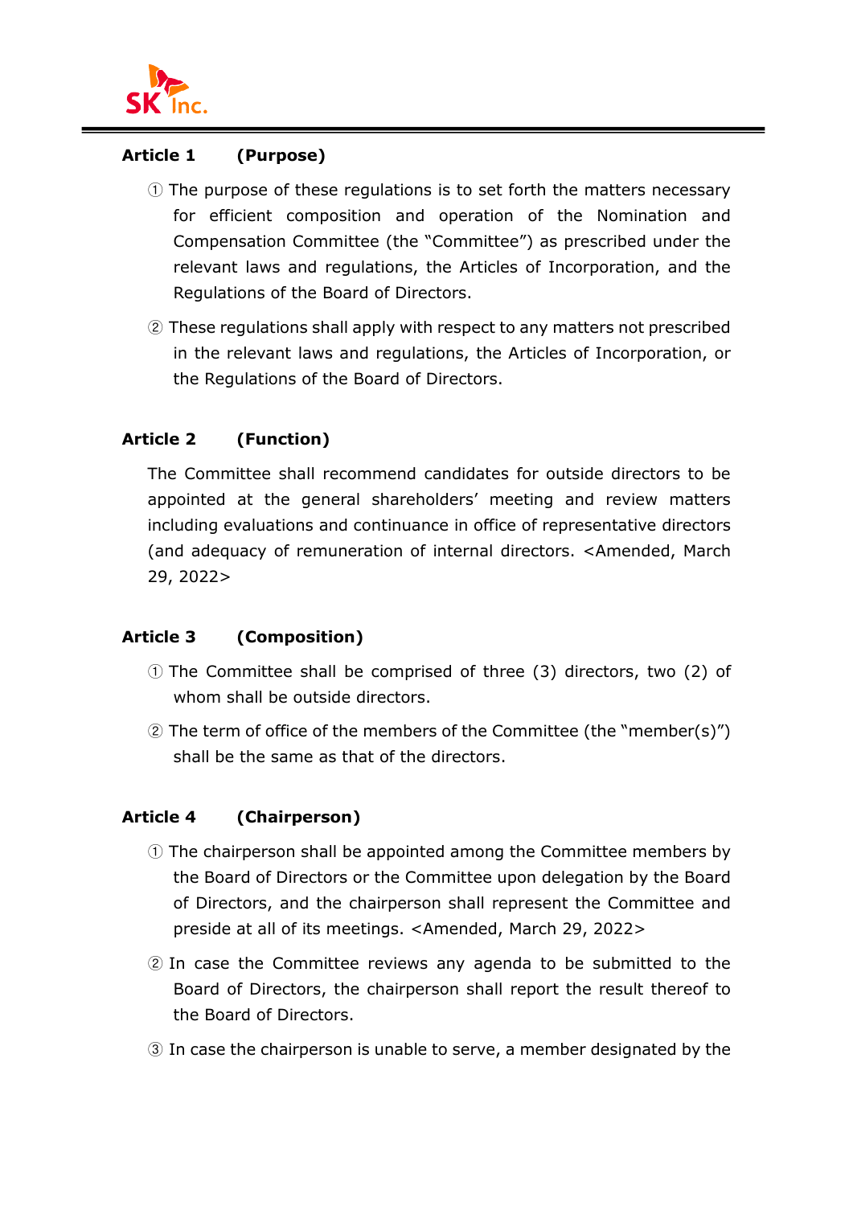## Article 1 (Purpose)

① The purpose of these regulations is to set forth the matters necessary for efficient composition and operation of the Nomination and Compensation Committee (the "Committee") as prescribed under the relevant laws and regulations, the Articles of Incorporation, and the Regulations of the Board of Directors.

② These regulations shall apply with respect to any matters not prescribed in the relevant laws and regulations, the Articles of Incorporation, or the Regulations of the Board of Directors.

## Article 2 (Function)

The Committee shall recommend candidates for outside directors to be appointed at the general shareholders' meeting and review matters including evaluations and continuance in office of representative directors (and adequacy of remuneration of internal directors. <Amended, March 29, 2022>

## Article 3 (Composition)

① The Committee shall be comprised of three (3) directors, two (2) of whom shall be outside directors.

② The term of office of the members of the Committee (the "member(s)") shall be the same as that of the directors.

## Article 4 (Chairperson)

① The chairperson shall be appointed among the Committee members by the Board of Directors or the Committee upon delegation by the Board of Directors, and the chairperson shall represent the Committee and preside at all of its meetings. <Amended, March 29, 2022>

② In case the Committee reviews any agenda to be submitted to the Board of Directors, the chairperson shall report the result thereof to the Board of Directors.

③ In case the chairperson is unable to serve, a member designated by the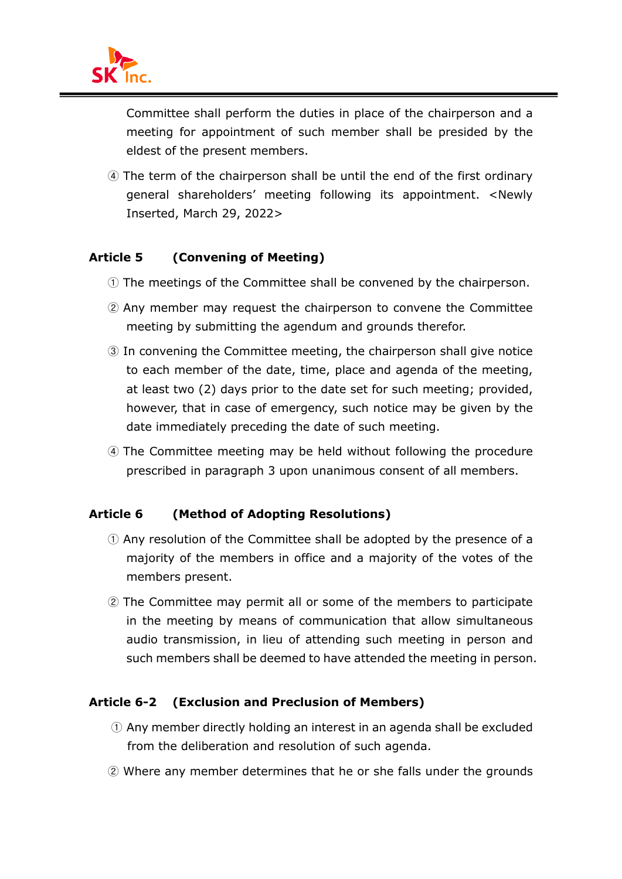Committee shall perform the duties in place of the chairperson and a meeting for appointment of such member shall be presided by the eldest of the present members.

④ The term of the chairperson shall be until the end of the first ordinary general shareholders' meeting following its appointment. <Newly Inserted, March 29, 2022>

**Article 5 (Convening of Meeting)**

① The meetings of the Committee shall be convened by the chairperson.

② Any member may request the chairperson to convene the Committee meeting by submitting the agendum and grounds therefor.

③ In convening the Committee meeting, the chairperson shall give notice to each member of the date, time, place and agenda of the meeting, at least two (2) days prior to the date set for such meeting; provided, however, that in case of emergency, such notice may be given by the date immediately preceding the date of such meeting.

④ The Committee meeting may be held without following the procedure prescribed in paragraph 3 upon unanimous consent of all members.

**Article 6 (Method of Adopting Resolutions)**

① Any resolution of the Committee shall be adopted by the presence of a majority of the members in office and a majority of the votes of the members present.

② The Committee may permit all or some of the members to participate in the meeting by means of communication that allow simultaneous audio transmission, in lieu of attending such meeting in person and such members shall be deemed to have attended the meeting in person.

**Article 6-2 (Exclusion and Preclusion of Members)**

① Any member directly holding an interest in an agenda shall be excluded from the deliberation and resolution of such agenda.

② Where any member determines that he or she falls under the grounds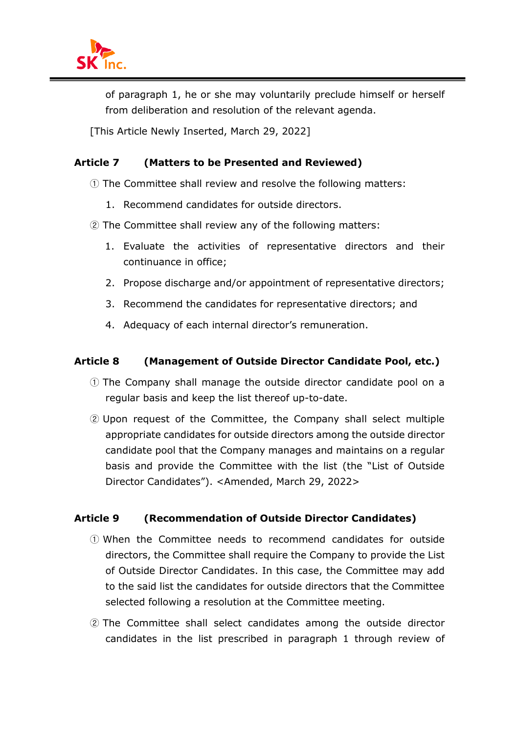of paragraph 1, he or she may voluntarily preclude himself or herself from deliberation and resolution of the relevant agenda.

[This Article Newly Inserted, March 29, 2022]

### Article 7 (Matters to be Presented and Reviewed)

① The Committee shall review and resolve the following matters:

1. Recommend candidates for outside directors.

② The Committee shall review any of the following matters:

1. Evaluate the activities of representative directors and their continuance in office;
2. Propose discharge and/or appointment of representative directors;
3. Recommend the candidates for representative directors; and
4. Adequacy of each internal director's remuneration.

### Article 8 (Management of Outside Director Candidate Pool, etc.)

① The Company shall manage the outside director candidate pool on a regular basis and keep the list thereof up-to-date.

② Upon request of the Committee, the Company shall select multiple appropriate candidates for outside directors among the outside director candidate pool that the Company manages and maintains on a regular basis and provide the Committee with the list (the "List of Outside Director Candidates"). <Amended, March 29, 2022>

### Article 9 (Recommendation of Outside Director Candidates)

① When the Committee needs to recommend candidates for outside directors, the Committee shall require the Company to provide the List of Outside Director Candidates. In this case, the Committee may add to the said list the candidates for outside directors that the Committee selected following a resolution at the Committee meeting.

② The Committee shall select candidates among the outside director candidates in the list prescribed in paragraph 1 through review of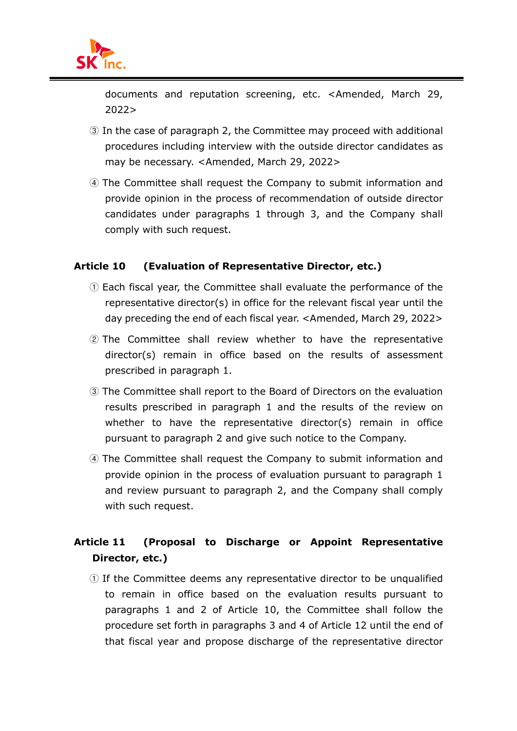documents and reputation screening, etc. <Amended, March 29, 2022>

③ In the case of paragraph 2, the Committee may proceed with additional procedures including interview with the outside director candidates as may be necessary. <Amended, March 29, 2022>

④ The Committee shall request the Company to submit information and provide opinion in the process of recommendation of outside director candidates under paragraphs 1 through 3, and the Company shall comply with such request.

### Article 10 (Evaluation of Representative Director, etc.)

① Each fiscal year, the Committee shall evaluate the performance of the representative director(s) in office for the relevant fiscal year until the day preceding the end of each fiscal year. <Amended, March 29, 2022>

② The Committee shall review whether to have the representative director(s) remain in office based on the results of assessment prescribed in paragraph 1.

③ The Committee shall report to the Board of Directors on the evaluation results prescribed in paragraph 1 and the results of the review on whether to have the representative director(s) remain in office pursuant to paragraph 2 and give such notice to the Company.

④ The Committee shall request the Company to submit information and provide opinion in the process of evaluation pursuant to paragraph 1 and review pursuant to paragraph 2, and the Company shall comply with such request.

### Article 11 (Proposal to Discharge or Appoint Representative Director, etc.)

① If the Committee deems any representative director to be unqualified to remain in office based on the evaluation results pursuant to paragraphs 1 and 2 of Article 10, the Committee shall follow the procedure set forth in paragraphs 3 and 4 of Article 12 until the end of that fiscal year and propose discharge of the representative director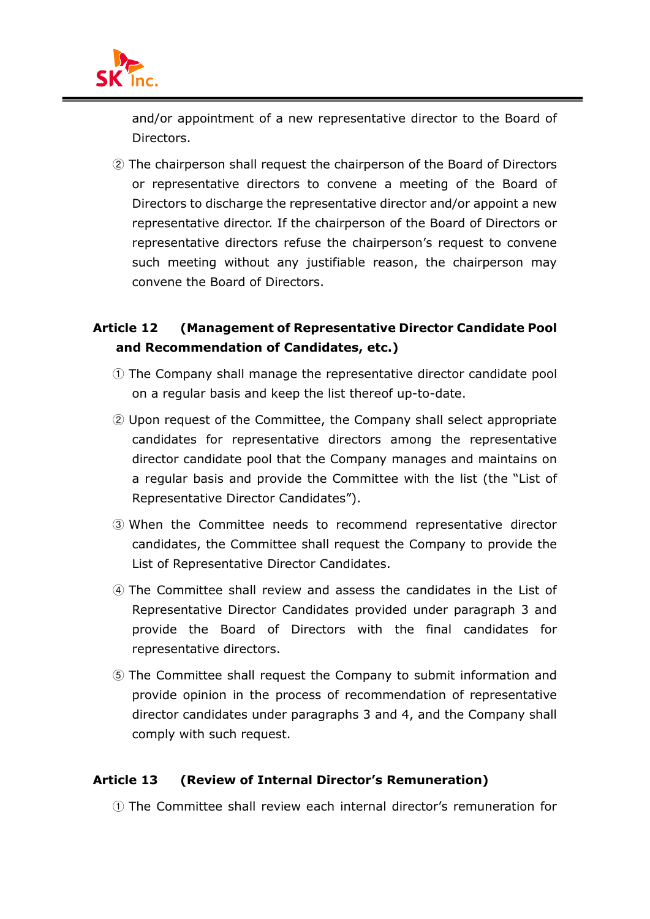and/or appointment of a new representative director to the Board of Directors.

② The chairperson shall request the chairperson of the Board of Directors or representative directors to convene a meeting of the Board of Directors to discharge the representative director and/or appoint a new representative director. If the chairperson of the Board of Directors or representative directors refuse the chairperson's request to convene such meeting without any justifiable reason, the chairperson may convene the Board of Directors.

### Article 12 (Management of Representative Director Candidate Pool and Recommendation of Candidates, etc.)

① The Company shall manage the representative director candidate pool on a regular basis and keep the list thereof up-to-date.

② Upon request of the Committee, the Company shall select appropriate candidates for representative directors among the representative director candidate pool that the Company manages and maintains on a regular basis and provide the Committee with the list (the "List of Representative Director Candidates").

③ When the Committee needs to recommend representative director candidates, the Committee shall request the Company to provide the List of Representative Director Candidates.

④ The Committee shall review and assess the candidates in the List of Representative Director Candidates provided under paragraph 3 and provide the Board of Directors with the final candidates for representative directors.

⑤ The Committee shall request the Company to submit information and provide opinion in the process of recommendation of representative director candidates under paragraphs 3 and 4, and the Company shall comply with such request.

### Article 13 (Review of Internal Director's Remuneration)

① The Committee shall review each internal director's remuneration for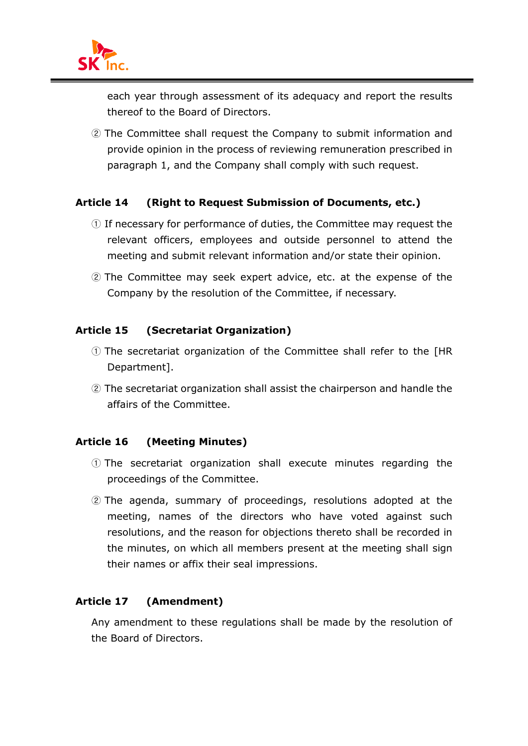each year through assessment of its adequacy and report the results thereof to the Board of Directors.

② The Committee shall request the Company to submit information and provide opinion in the process of reviewing remuneration prescribed in paragraph 1, and the Company shall comply with such request.

**Article 14 (Right to Request Submission of Documents, etc.)**

① If necessary for performance of duties, the Committee may request the relevant officers, employees and outside personnel to attend the meeting and submit relevant information and/or state their opinion.

② The Committee may seek expert advice, etc. at the expense of the Company by the resolution of the Committee, if necessary.

**Article 15 (Secretariat Organization)**

① The secretariat organization of the Committee shall refer to the [HR Department].

② The secretariat organization shall assist the chairperson and handle the affairs of the Committee.

**Article 16 (Meeting Minutes)**

① The secretariat organization shall execute minutes regarding the proceedings of the Committee.

② The agenda, summary of proceedings, resolutions adopted at the meeting, names of the directors who have voted against such resolutions, and the reason for objections thereto shall be recorded in the minutes, on which all members present at the meeting shall sign their names or affix their seal impressions.

**Article 17 (Amendment)**

Any amendment to these regulations shall be made by the resolution of the Board of Directors.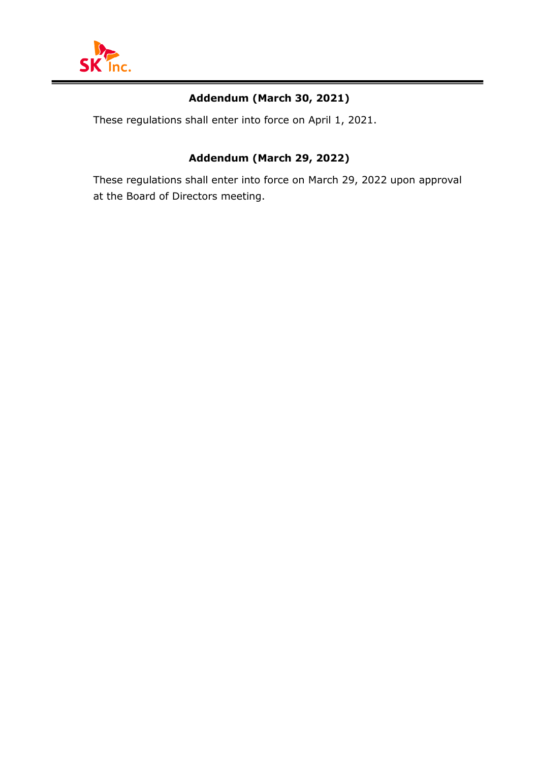## Addendum (March 30, 2021)

These regulations shall enter into force on April 1, 2021.

## Addendum (March 29, 2022)

These regulations shall enter into force on March 29, 2022 upon approval at the Board of Directors meeting.